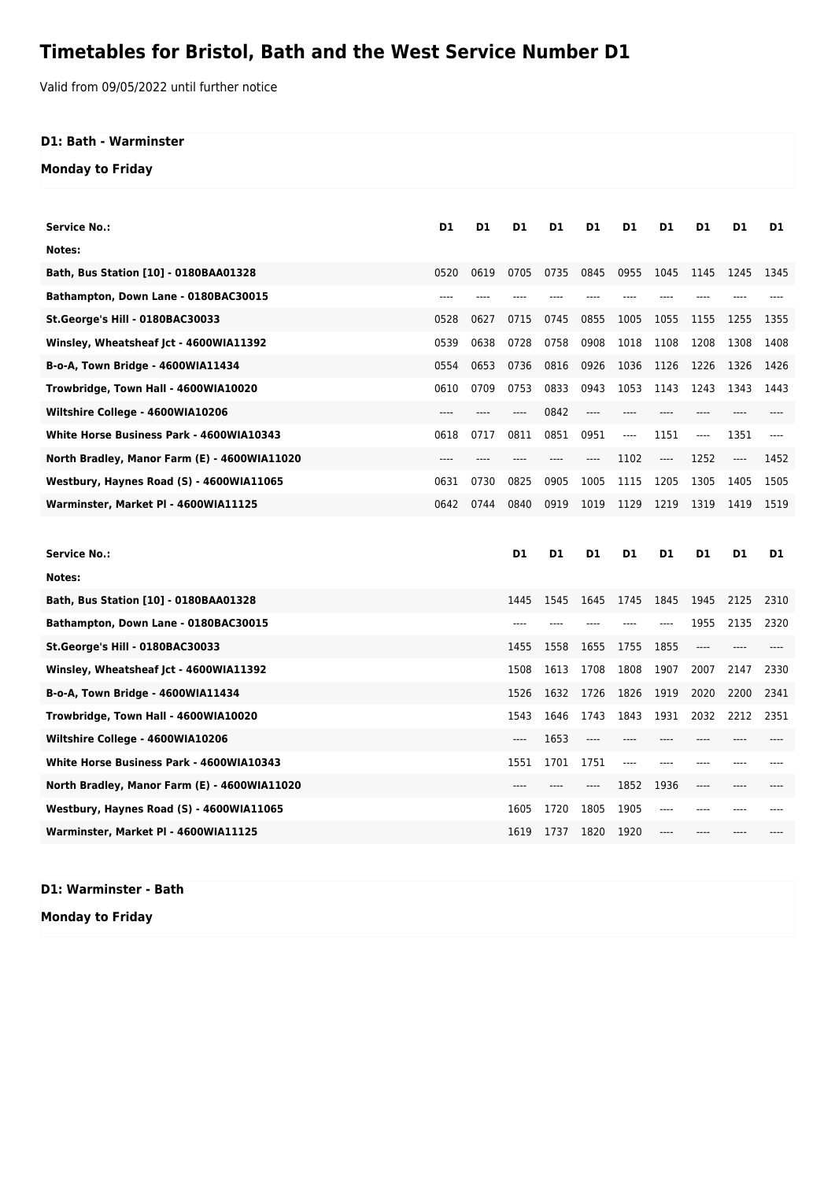# Timetables for Bristol, Bath and the West Service Number D1

Valid from 09/05/2022 until further notice

### D1: Bath - Warminster

#### Monday to Friday

| Service No.: | D1 | D1 | D1 | D1 | D1 | D1 | D1 | D1 | D1 | D1 |
|---|---|---|---|---|---|---|---|---|---|---|
| Notes: | | | | | | | | | | |
| Bath, Bus Station [10] - 0180BAA01328 | 0520 | 0619 | 0705 | 0735 | 0845 | 0955 | 1045 | 1145 | 1245 | 1345 |
| Bathampton, Down Lane - 0180BAC30015 | ---- | ---- | ---- | ---- | ---- | ---- | ---- | ---- | ---- | ---- |
| St.George's Hill - 0180BAC30033 | 0528 | 0627 | 0715 | 0745 | 0855 | 1005 | 1055 | 1155 | 1255 | 1355 |
| Winsley, Wheatsheaf Jct - 4600WIA11392 | 0539 | 0638 | 0728 | 0758 | 0908 | 1018 | 1108 | 1208 | 1308 | 1408 |
| B-o-A, Town Bridge - 4600WIA11434 | 0554 | 0653 | 0736 | 0816 | 0926 | 1036 | 1126 | 1226 | 1326 | 1426 |
| Trowbridge, Town Hall - 4600WIA10020 | 0610 | 0709 | 0753 | 0833 | 0943 | 1053 | 1143 | 1243 | 1343 | 1443 |
| Wiltshire College - 4600WIA10206 | ---- | ---- | ---- | 0842 | ---- | ---- | ---- | ---- | ---- | ---- |
| White Horse Business Park - 4600WIA10343 | 0618 | 0717 | 0811 | 0851 | 0951 | ---- | 1151 | ---- | 1351 | ---- |
| North Bradley, Manor Farm (E) - 4600WIA11020 | ---- | ---- | ---- | ---- | ---- | 1102 | ---- | 1252 | ---- | 1452 |
| Westbury, Haynes Road (S) - 4600WIA11065 | 0631 | 0730 | 0825 | 0905 | 1005 | 1115 | 1205 | 1305 | 1405 | 1505 |
| Warminster, Market Pl - 4600WIA11125 | 0642 | 0744 | 0840 | 0919 | 1019 | 1129 | 1219 | 1319 | 1419 | 1519 |

| Service No.: | D1 | D1 | D1 | D1 | D1 | D1 | D1 | D1 |
|---|---|---|---|---|---|---|---|---|
| Notes: | | | | | | | | |
| Bath, Bus Station [10] - 0180BAA01328 | 1445 | 1545 | 1645 | 1745 | 1845 | 1945 | 2125 | 2310 |
| Bathampton, Down Lane - 0180BAC30015 | ---- | ---- | ---- | ---- | ---- | 1955 | 2135 | 2320 |
| St.George's Hill - 0180BAC30033 | 1455 | 1558 | 1655 | 1755 | 1855 | ---- | ---- | ---- |
| Winsley, Wheatsheaf Jct - 4600WIA11392 | 1508 | 1613 | 1708 | 1808 | 1907 | 2007 | 2147 | 2330 |
| B-o-A, Town Bridge - 4600WIA11434 | 1526 | 1632 | 1726 | 1826 | 1919 | 2020 | 2200 | 2341 |
| Trowbridge, Town Hall - 4600WIA10020 | 1543 | 1646 | 1743 | 1843 | 1931 | 2032 | 2212 | 2351 |
| Wiltshire College - 4600WIA10206 | ---- | 1653 | ---- | ---- | ---- | ---- | ---- | ---- |
| White Horse Business Park - 4600WIA10343 | 1551 | 1701 | 1751 | ---- | ---- | ---- | ---- | ---- |
| North Bradley, Manor Farm (E) - 4600WIA11020 | ---- | ---- | ---- | 1852 | 1936 | ---- | ---- | ---- |
| Westbury, Haynes Road (S) - 4600WIA11065 | 1605 | 1720 | 1805 | 1905 | ---- | ---- | ---- | ---- |
| Warminster, Market Pl - 4600WIA11125 | 1619 | 1737 | 1820 | 1920 | ---- | ---- | ---- | ---- |

### D1: Warminster - Bath

#### Monday to Friday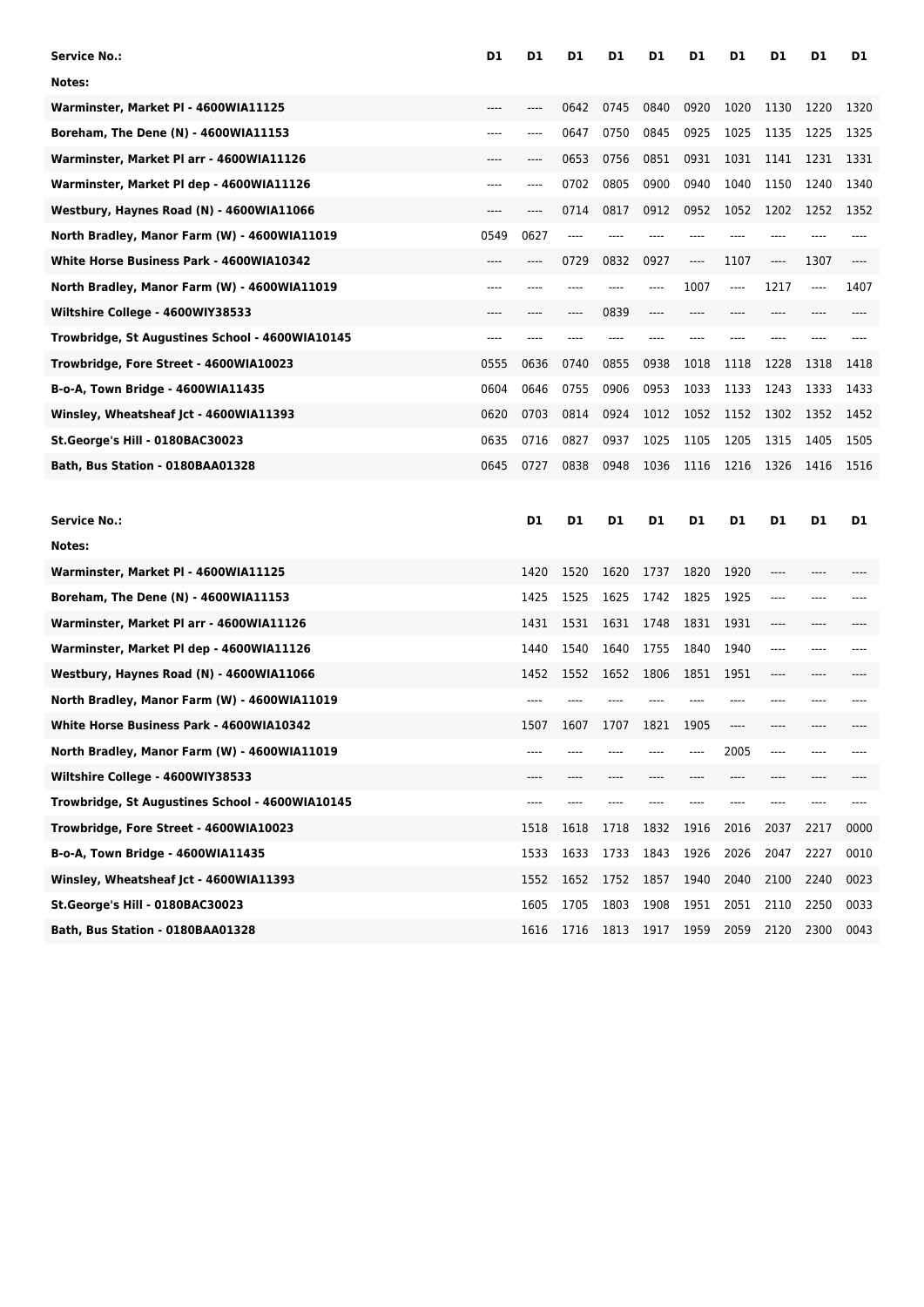| Service No.: | D1 | D1 | D1 | D1 | D1 | D1 | D1 | D1 | D1 | D1 |
|---|---|---|---|---|---|---|---|---|---|---|
| Notes: | | | | | | | | | | |
| Warminster, Market Pl - 4600WIA11125 | ---- | ---- | 0642 | 0745 | 0840 | 0920 | 1020 | 1130 | 1220 | 1320 |
| Boreham, The Dene (N) - 4600WIA11153 | ---- | ---- | 0647 | 0750 | 0845 | 0925 | 1025 | 1135 | 1225 | 1325 |
| Warminster, Market Pl arr - 4600WIA11126 | ---- | ---- | 0653 | 0756 | 0851 | 0931 | 1031 | 1141 | 1231 | 1331 |
| Warminster, Market Pl dep - 4600WIA11126 | ---- | ---- | 0702 | 0805 | 0900 | 0940 | 1040 | 1150 | 1240 | 1340 |
| Westbury, Haynes Road (N) - 4600WIA11066 | ---- | ---- | 0714 | 0817 | 0912 | 0952 | 1052 | 1202 | 1252 | 1352 |
| North Bradley, Manor Farm (W) - 4600WIA11019 | 0549 | 0627 | ---- | ---- | ---- | ---- | ---- | ---- | ---- | ---- |
| White Horse Business Park - 4600WIA10342 | ---- | ---- | 0729 | 0832 | 0927 | ---- | 1107 | ---- | 1307 | ---- |
| North Bradley, Manor Farm (W) - 4600WIA11019 | ---- | ---- | ---- | ---- | ---- | 1007 | ---- | 1217 | ---- | 1407 |
| Wiltshire College - 4600WIY38533 | ---- | ---- | ---- | 0839 | ---- | ---- | ---- | ---- | ---- | ---- |
| Trowbridge, St Augustines School - 4600WIA10145 | ---- | ---- | ---- | ---- | ---- | ---- | ---- | ---- | ---- | ---- |
| Trowbridge, Fore Street - 4600WIA10023 | 0555 | 0636 | 0740 | 0855 | 0938 | 1018 | 1118 | 1228 | 1318 | 1418 |
| B-o-A, Town Bridge - 4600WIA11435 | 0604 | 0646 | 0755 | 0906 | 0953 | 1033 | 1133 | 1243 | 1333 | 1433 |
| Winsley, Wheatsheaf Jct - 4600WIA11393 | 0620 | 0703 | 0814 | 0924 | 1012 | 1052 | 1152 | 1302 | 1352 | 1452 |
| St.George's Hill - 0180BAC30023 | 0635 | 0716 | 0827 | 0937 | 1025 | 1105 | 1205 | 1315 | 1405 | 1505 |
| Bath, Bus Station - 0180BAA01328 | 0645 | 0727 | 0838 | 0948 | 1036 | 1116 | 1216 | 1326 | 1416 | 1516 |

| Service No.: | D1 | D1 | D1 | D1 | D1 | D1 | D1 | D1 | D1 |
|---|---|---|---|---|---|---|---|---|---|
| Notes: | | | | | | | | | |
| Warminster, Market Pl - 4600WIA11125 | 1420 | 1520 | 1620 | 1737 | 1820 | 1920 | ---- | ---- | ---- |
| Boreham, The Dene (N) - 4600WIA11153 | 1425 | 1525 | 1625 | 1742 | 1825 | 1925 | ---- | ---- | ---- |
| Warminster, Market Pl arr - 4600WIA11126 | 1431 | 1531 | 1631 | 1748 | 1831 | 1931 | ---- | ---- | ---- |
| Warminster, Market Pl dep - 4600WIA11126 | 1440 | 1540 | 1640 | 1755 | 1840 | 1940 | ---- | ---- | ---- |
| Westbury, Haynes Road (N) - 4600WIA11066 | 1452 | 1552 | 1652 | 1806 | 1851 | 1951 | ---- | ---- | ---- |
| North Bradley, Manor Farm (W) - 4600WIA11019 | ---- | ---- | ---- | ---- | ---- | ---- | ---- | ---- | ---- |
| White Horse Business Park - 4600WIA10342 | 1507 | 1607 | 1707 | 1821 | 1905 | ---- | ---- | ---- | ---- |
| North Bradley, Manor Farm (W) - 4600WIA11019 | ---- | ---- | ---- | ---- | ---- | 2005 | ---- | ---- | ---- |
| Wiltshire College - 4600WIY38533 | ---- | ---- | ---- | ---- | ---- | ---- | ---- | ---- | ---- |
| Trowbridge, St Augustines School - 4600WIA10145 | ---- | ---- | ---- | ---- | ---- | ---- | ---- | ---- | ---- |
| Trowbridge, Fore Street - 4600WIA10023 | 1518 | 1618 | 1718 | 1832 | 1916 | 2016 | 2037 | 2217 | 0000 |
| B-o-A, Town Bridge - 4600WIA11435 | 1533 | 1633 | 1733 | 1843 | 1926 | 2026 | 2047 | 2227 | 0010 |
| Winsley, Wheatsheaf Jct - 4600WIA11393 | 1552 | 1652 | 1752 | 1857 | 1940 | 2040 | 2100 | 2240 | 0023 |
| St.George's Hill - 0180BAC30023 | 1605 | 1705 | 1803 | 1908 | 1951 | 2051 | 2110 | 2250 | 0033 |
| Bath, Bus Station - 0180BAA01328 | 1616 | 1716 | 1813 | 1917 | 1959 | 2059 | 2120 | 2300 | 0043 |